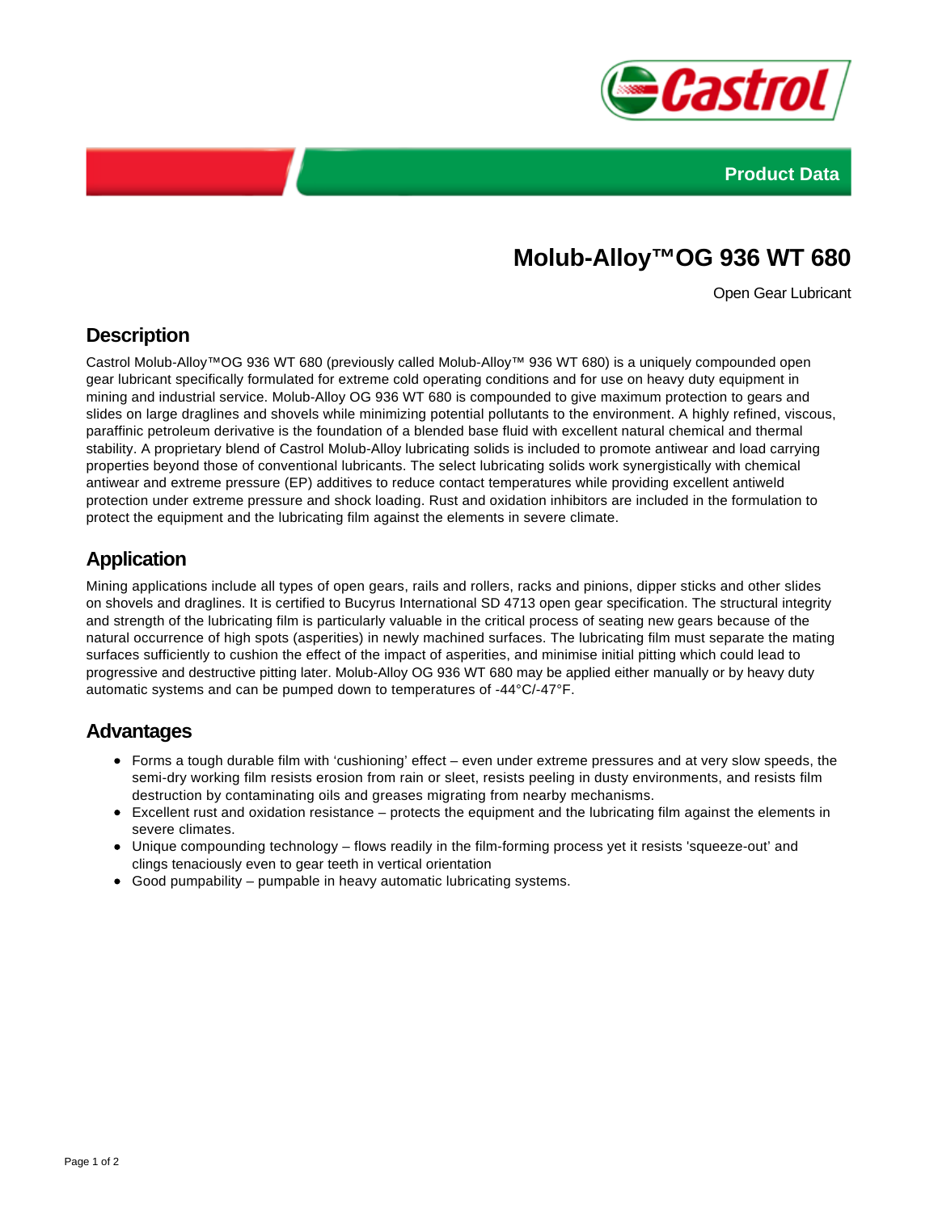Product Data

# Molub-Alloy™OG 936 WT 680

Open Gear Lubricant

## Description

Castrol Molub-Alloy™OG 936 WT 680 (previously called Molub-Alloy™ 936 WT 680) is a uniquely compounded open gear lubricant specifically formulated for extreme cold operating conditions and for use on heavy duty equipment in mining and industrial service. Molub-Alloy OG 936 WT 680 is compounded to give maximum protection to gears and slides on large draglines and shovels while minimizing potential pollutants to the environment. A highly refined, viscous, paraffinic petroleum derivative is the foundation of a blended base fluid with excellent natural chemical and thermal stability. A proprietary blend of Castrol Molub-Alloy lubricating solids is included to promote antiwear and load carrying properties beyond those of conventional lubricants. The select lubricating solids work synergistically with chemical antiwear and extreme pressure (EP) additives to reduce contact temperatures while providing excellent antiweld protection under extreme pressure and shock loading. Rust and oxidation inhibitors are included in the formulation to protect the equipment and the lubricating film against the elements in severe climate.

## Application

Mining applications include all types of open gears, rails and rollers, racks and pinions, dipper sticks and other slides on shovels and draglines. It is certified to Bucyrus International SD 4713 open gear specification. The structural integrity and strength of the lubricating film is particularly valuable in the critical process of seating new gears because of the natural occurrence of high spots (asperities) in newly machined surfaces. The lubricating film must separate the mating surfaces sufficiently to cushion the effect of the impact of asperities, and minimise initial pitting which could lead to progressive and destructive pitting later. Molub-Alloy OG 936 WT 680 may be applied either manually or by heavy duty automatic systems and can be pumped down to temperatures of -44°C/-47°F.

## Advantages

- Forms a tough durable film with 'cushioning' effect – even under extreme pressures and at very slow speeds, the semi-dry working film resists erosion from rain or sleet, resists peeling in dusty environments, and resists film destruction by contaminating oils and greases migrating from nearby mechanisms.
- Excellent rust and oxidation resistance – protects the equipment and the lubricating film against the elements in severe climates.
- Unique compounding technology – flows readily in the film-forming process yet it resists 'squeeze-out' and clings tenaciously even to gear teeth in vertical orientation
- Good pumpability – pumpable in heavy automatic lubricating systems.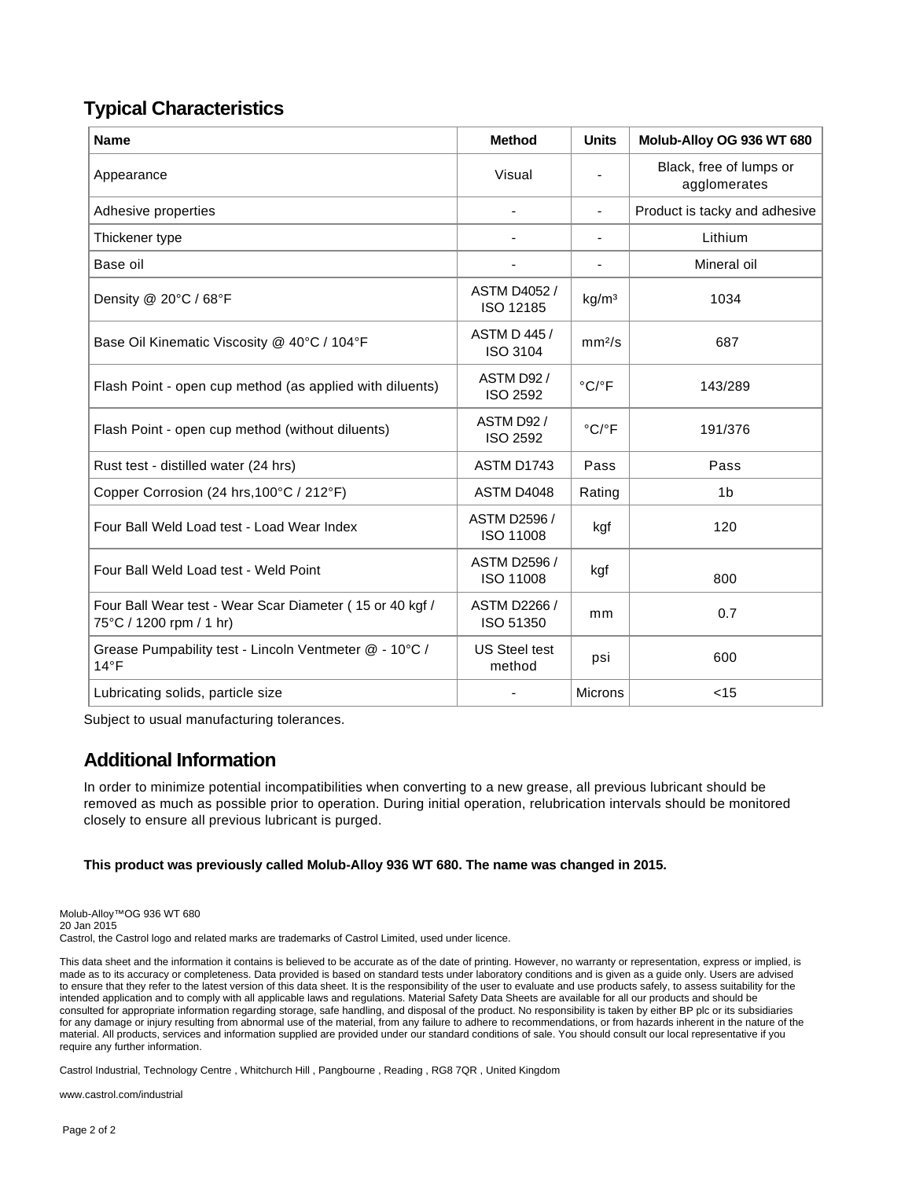## Typical Characteristics

| Name | Method | Units | Molub-Alloy OG 936 WT 680 |
|---|---|---|---|
| Appearance | Visual | - | Black, free of lumps or agglomerates |
| Adhesive properties | - | - | Product is tacky and adhesive |
| Thickener type | - | - | Lithium |
| Base oil | - | - | Mineral oil |
| Density @ 20°C / 68°F | ASTM D4052 / ISO 12185 | $kg/m^3$ | 1034 |
| Base Oil Kinematic Viscosity @ 40°C / 104°F | ASTM D 445 / ISO 3104 | $mm^2/s$ | 687 |
| Flash Point - open cup method (as applied with diluents) | ASTM D92 / ISO 2592 | °C/°F | 143/289 |
| Flash Point - open cup method (without diluents) | ASTM D92 / ISO 2592 | °C/°F | 191/376 |
| Rust test - distilled water (24 hrs) | ASTM D1743 | Pass | Pass |
| Copper Corrosion (24 hrs,100°C / 212°F) | ASTM D4048 | Rating | 1b |
| Four Ball Weld Load test - Load Wear Index | ASTM D2596 / ISO 11008 | kgf | 120 |
| Four Ball Weld Load test - Weld Point | ASTM D2596 / ISO 11008 | kgf | 800 |
| Four Ball Wear test - Wear Scar Diameter ( 15 or 40 kgf / 75°C / 1200 rpm / 1 hr) | ASTM D2266 / ISO 51350 | mm | 0.7 |
| Grease Pumpability test - Lincoln Ventmeter @ - 10°C / 14°F | US Steel test method | psi | 600 |
| Lubricating solids, particle size | - | Microns | <15 |

Subject to usual manufacturing tolerances.

## Additional Information

In order to minimize potential incompatibilities when converting to a new grease, all previous lubricant should be removed as much as possible prior to operation. During initial operation, relubrication intervals should be monitored closely to ensure all previous lubricant is purged.

**This product was previously called Molub-Alloy 936 WT 680. The name was changed in 2015.**

Molub-Alloy™OG 936 WT 680
20 Jan 2015
Castrol, the Castrol logo and related marks are trademarks of Castrol Limited, used under licence.

This data sheet and the information it contains is believed to be accurate as of the date of printing. However, no warranty or representation, express or implied, is made as to its accuracy or completeness. Data provided is based on standard tests under laboratory conditions and is given as a guide only. Users are advised to ensure that they refer to the latest version of this data sheet. It is the responsibility of the user to evaluate and use products safely, to assess suitability for the intended application and to comply with all applicable laws and regulations. Material Safety Data Sheets are available for all our products and should be consulted for appropriate information regarding storage, safe handling, and disposal of the product. No responsibility is taken by either BP plc or its subsidiaries for any damage or injury resulting from abnormal use of the material, from any failure to adhere to recommendations, or from hazards inherent in the nature of the material. All products, services and information supplied are provided under our standard conditions of sale. You should consult our local representative if you require any further information.

Castrol Industrial, Technology Centre , Whitchurch Hill , Pangbourne , Reading , RG8 7QR , United Kingdom

www.castrol.com/industrial